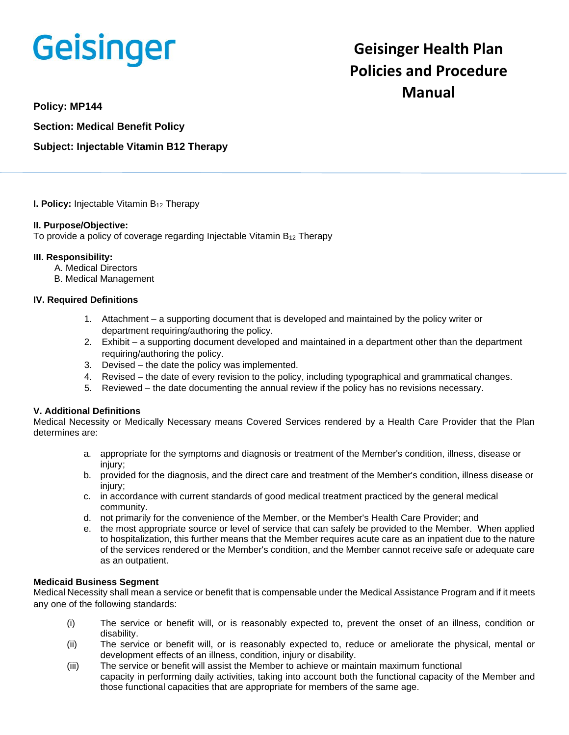# Geisinger Health Plan Policies and Procedure Manual

**Policy: MP144**

**Section: Medical Benefit Policy**

**Subject: Injectable Vitamin B12 Therapy**

---

**I. Policy:** Injectable Vitamin $B_{12}$ Therapy

**II. Purpose/Objective:**
To provide a policy of coverage regarding Injectable Vitamin $B_{12}$ Therapy

**III. Responsibility:**

A. Medical Directors
B. Medical Management

**IV. Required Definitions**

1. Attachment – a supporting document that is developed and maintained by the policy writer or department requiring/authoring the policy.
2. Exhibit – a supporting document developed and maintained in a department other than the department requiring/authoring the policy.
3. Devised – the date the policy was implemented.
4. Revised – the date of every revision to the policy, including typographical and grammatical changes.
5. Reviewed – the date documenting the annual review if the policy has no revisions necessary.

**V. Additional Definitions**

Medical Necessity or Medically Necessary means Covered Services rendered by a Health Care Provider that the Plan determines are:

a. appropriate for the symptoms and diagnosis or treatment of the Member's condition, illness, disease or injury;
b. provided for the diagnosis, and the direct care and treatment of the Member's condition, illness disease or injury;
c. in accordance with current standards of good medical treatment practiced by the general medical community.
d. not primarily for the convenience of the Member, or the Member's Health Care Provider; and
e. the most appropriate source or level of service that can safely be provided to the Member. When applied to hospitalization, this further means that the Member requires acute care as an inpatient due to the nature of the services rendered or the Member's condition, and the Member cannot receive safe or adequate care as an outpatient.

**Medicaid Business Segment**

Medical Necessity shall mean a service or benefit that is compensable under the Medical Assistance Program and if it meets any one of the following standards:

(i) The service or benefit will, or is reasonably expected to, prevent the onset of an illness, condition or disability.
(ii) The service or benefit will, or is reasonably expected to, reduce or ameliorate the physical, mental or development effects of an illness, condition, injury or disability.
(iii) The service or benefit will assist the Member to achieve or maintain maximum functional capacity in performing daily activities, taking into account both the functional capacity of the Member and those functional capacities that are appropriate for members of the same age.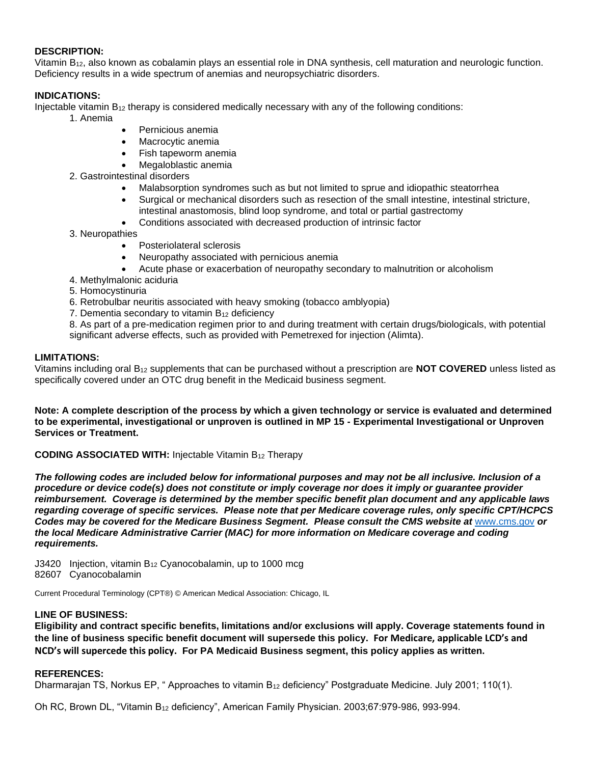**DESCRIPTION:**
Vitamin $B_{12}$, also known as cobalamin plays an essential role in DNA synthesis, cell maturation and neurologic function. Deficiency results in a wide spectrum of anemias and neuropsychiatric disorders.

**INDICATIONS:**
Injectable vitamin $B_{12}$ therapy is considered medically necessary with any of the following conditions:

1. Anemia
   - Pernicious anemia
   - Macrocytic anemia
   - Fish tapeworm anemia
   - Megaloblastic anemia
2. Gastrointestinal disorders
   - Malabsorption syndromes such as but not limited to sprue and idiopathic steatorrhea
   - Surgical or mechanical disorders such as resection of the small intestine, intestinal stricture, intestinal anastomosis, blind loop syndrome, and total or partial gastrectomy
   - Conditions associated with decreased production of intrinsic factor
3. Neuropathies
   - Posteriolateral sclerosis
   - Neuropathy associated with pernicious anemia
   - Acute phase or exacerbation of neuropathy secondary to malnutrition or alcoholism
4. Methylmalonic aciduria
5. Homocystinuria
6. Retrobulbar neuritis associated with heavy smoking (tobacco amblyopia)
7. Dementia secondary to vitamin $B_{12}$ deficiency
8. As part of a pre-medication regimen prior to and during treatment with certain drugs/biologicals, with potential significant adverse effects, such as provided with Pemetrexed for injection (Alimta).

**LIMITATIONS:**
Vitamins including oral $B_{12}$ supplements that can be purchased without a prescription are **NOT COVERED** unless listed as specifically covered under an OTC drug benefit in the Medicaid business segment.

**Note: A complete description of the process by which a given technology or service is evaluated and determined to be experimental, investigational or unproven is outlined in MP 15 - Experimental Investigational or Unproven Services or Treatment.**

**CODING ASSOCIATED WITH:** Injectable Vitamin $B_{12}$ Therapy

***The following codes are included below for informational purposes and may not be all inclusive. Inclusion of a procedure or device code(s) does not constitute or imply coverage nor does it imply or guarantee provider reimbursement. Coverage is determined by the member specific benefit plan document and any applicable laws regarding coverage of specific services. Please note that per Medicare coverage rules, only specific CPT/HCPCS Codes may be covered for the Medicare Business Segment. Please consult the CMS website at*** www.cms.gov ***or the local Medicare Administrative Carrier (MAC) for more information on Medicare coverage and coding requirements.***

J3420 Injection, vitamin $B_{12}$ Cyanocobalamin, up to 1000 mcg
82607 Cyanocobalamin

Current Procedural Terminology (CPT®) © American Medical Association: Chicago, IL

**LINE OF BUSINESS:**
**Eligibility and contract specific benefits, limitations and/or exclusions will apply. Coverage statements found in the line of business specific benefit document will supersede this policy. For Medicare, applicable LCD's and NCD's will supercede this policy. For PA Medicaid Business segment, this policy applies as written.**

**REFERENCES:**
Dharmarajan TS, Norkus EP, " Approaches to vitamin $B_{12}$ deficiency" Postgraduate Medicine. July 2001; 110(1).

Oh RC, Brown DL, "Vitamin $B_{12}$ deficiency", American Family Physician. 2003;67:979-986, 993-994.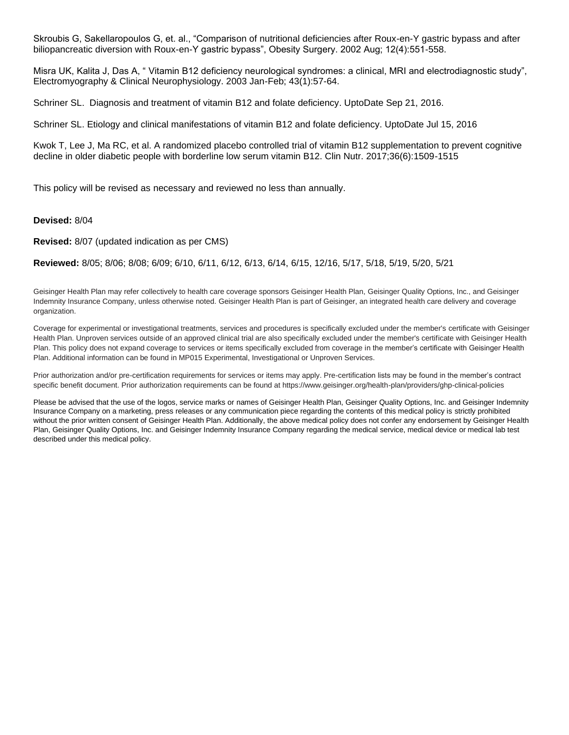Skroubis G, Sakellaropoulos G, et. al., "Comparison of nutritional deficiencies after Roux-en-Y gastric bypass and after biliopancreatic diversion with Roux-en-Y gastric bypass", Obesity Surgery. 2002 Aug; 12(4):551-558.

Misra UK, Kalita J, Das A, " Vitamin B12 deficiency neurological syndromes: a clinical, MRI and electrodiagnostic study", Electromyography & Clinical Neurophysiology. 2003 Jan-Feb; 43(1):57-64.

Schriner SL. Diagnosis and treatment of vitamin B12 and folate deficiency. UptoDate Sep 21, 2016.

Schriner SL. Etiology and clinical manifestations of vitamin B12 and folate deficiency. UptoDate Jul 15, 2016

Kwok T, Lee J, Ma RC, et al. A randomized placebo controlled trial of vitamin B12 supplementation to prevent cognitive decline in older diabetic people with borderline low serum vitamin B12. Clin Nutr. 2017;36(6):1509-1515

This policy will be revised as necessary and reviewed no less than annually.

**Devised:** 8/04

**Revised:** 8/07 (updated indication as per CMS)

**Reviewed:** 8/05; 8/06; 8/08; 6/09; 6/10, 6/11, 6/12, 6/13, 6/14, 6/15, 12/16, 5/17, 5/18, 5/19, 5/20, 5/21

Geisinger Health Plan may refer collectively to health care coverage sponsors Geisinger Health Plan, Geisinger Quality Options, Inc., and Geisinger Indemnity Insurance Company, unless otherwise noted. Geisinger Health Plan is part of Geisinger, an integrated health care delivery and coverage organization.

Coverage for experimental or investigational treatments, services and procedures is specifically excluded under the member's certificate with Geisinger Health Plan. Unproven services outside of an approved clinical trial are also specifically excluded under the member's certificate with Geisinger Health Plan. This policy does not expand coverage to services or items specifically excluded from coverage in the member's certificate with Geisinger Health Plan. Additional information can be found in MP015 Experimental, Investigational or Unproven Services.

Prior authorization and/or pre-certification requirements for services or items may apply. Pre-certification lists may be found in the member's contract specific benefit document. Prior authorization requirements can be found at https://www.geisinger.org/health-plan/providers/ghp-clinical-policies

Please be advised that the use of the logos, service marks or names of Geisinger Health Plan, Geisinger Quality Options, Inc. and Geisinger Indemnity Insurance Company on a marketing, press releases or any communication piece regarding the contents of this medical policy is strictly prohibited without the prior written consent of Geisinger Health Plan. Additionally, the above medical policy does not confer any endorsement by Geisinger Health Plan, Geisinger Quality Options, Inc. and Geisinger Indemnity Insurance Company regarding the medical service, medical device or medical lab test described under this medical policy.